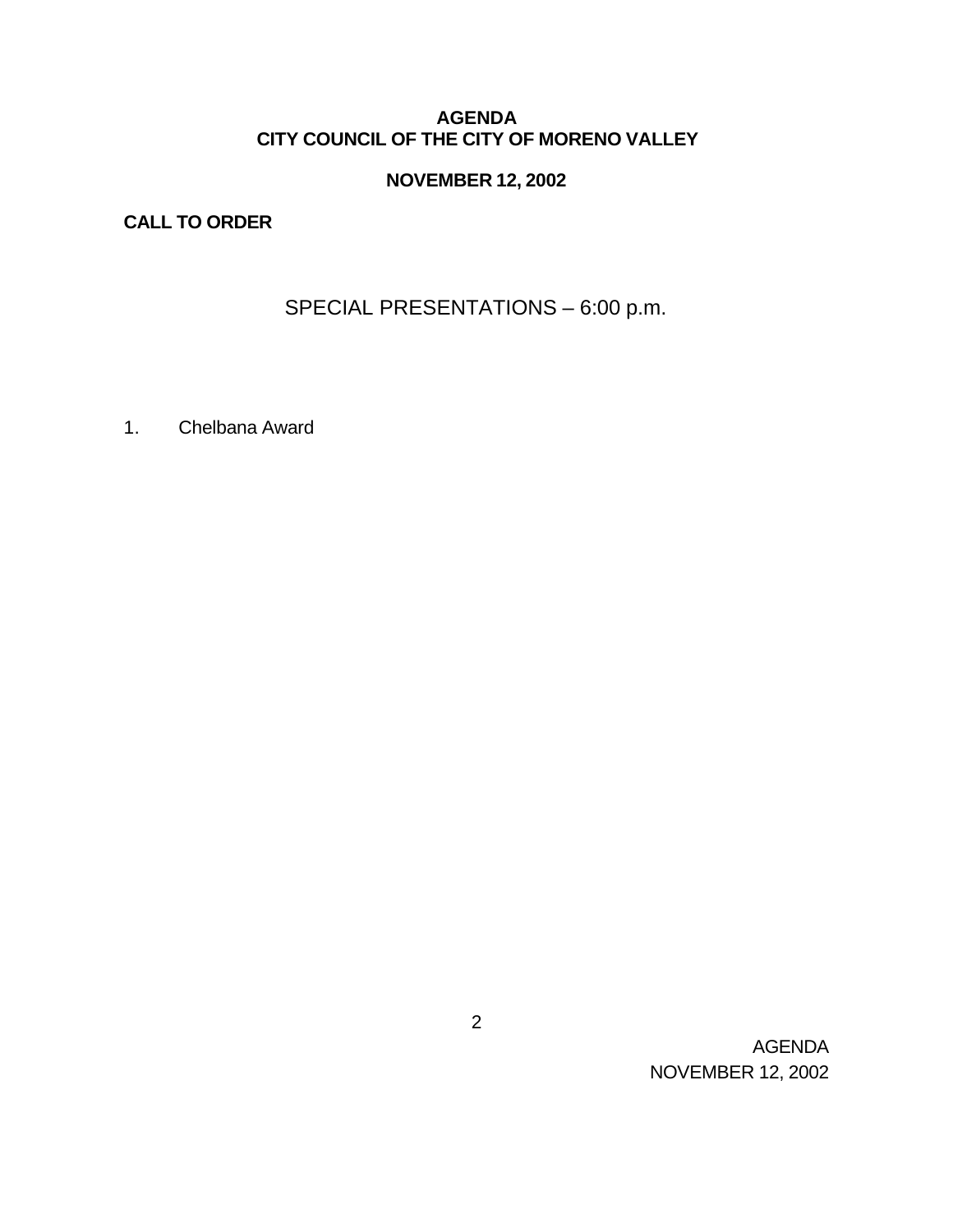# AGENDA
# CITY COUNCIL OF THE CITY OF MORENO VALLEY

## NOVEMBER 12, 2002

**CALL TO ORDER**

## SPECIAL PRESENTATIONS – 6:00 p.m.

1. Chelbana Award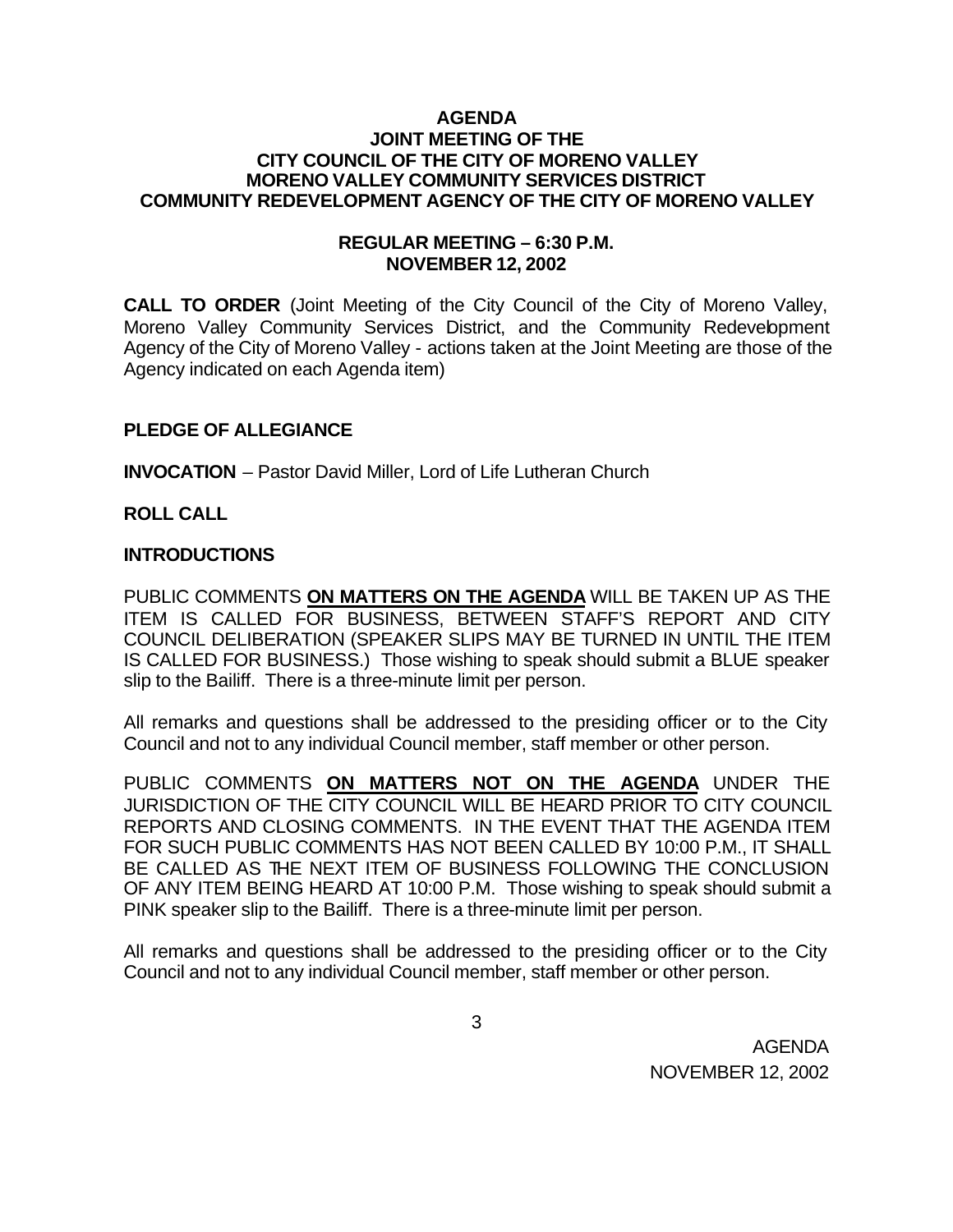**AGENDA**
**JOINT MEETING OF THE**
**CITY COUNCIL OF THE CITY OF MORENO VALLEY**
**MORENO VALLEY COMMUNITY SERVICES DISTRICT**
**COMMUNITY REDEVELOPMENT AGENCY OF THE CITY OF MORENO VALLEY**

**REGULAR MEETING – 6:30 P.M.**
**NOVEMBER 12, 2002**

**CALL TO ORDER** (Joint Meeting of the City Council of the City of Moreno Valley, Moreno Valley Community Services District, and the Community Redevelopment Agency of the City of Moreno Valley - actions taken at the Joint Meeting are those of the Agency indicated on each Agenda item)

**PLEDGE OF ALLEGIANCE**

**INVOCATION** – Pastor David Miller, Lord of Life Lutheran Church

**ROLL CALL**

**INTRODUCTIONS**

PUBLIC COMMENTS **ON MATTERS ON THE AGENDA** WILL BE TAKEN UP AS THE ITEM IS CALLED FOR BUSINESS, BETWEEN STAFF'S REPORT AND CITY COUNCIL DELIBERATION (SPEAKER SLIPS MAY BE TURNED IN UNTIL THE ITEM IS CALLED FOR BUSINESS.) Those wishing to speak should submit a BLUE speaker slip to the Bailiff. There is a three-minute limit per person.

All remarks and questions shall be addressed to the presiding officer or to the City Council and not to any individual Council member, staff member or other person.

PUBLIC COMMENTS **ON MATTERS NOT ON THE AGENDA** UNDER THE JURISDICTION OF THE CITY COUNCIL WILL BE HEARD PRIOR TO CITY COUNCIL REPORTS AND CLOSING COMMENTS. IN THE EVENT THAT THE AGENDA ITEM FOR SUCH PUBLIC COMMENTS HAS NOT BEEN CALLED BY 10:00 P.M., IT SHALL BE CALLED AS THE NEXT ITEM OF BUSINESS FOLLOWING THE CONCLUSION OF ANY ITEM BEING HEARD AT 10:00 P.M. Those wishing to speak should submit a PINK speaker slip to the Bailiff. There is a three-minute limit per person.

All remarks and questions shall be addressed to the presiding officer or to the City Council and not to any individual Council member, staff member or other person.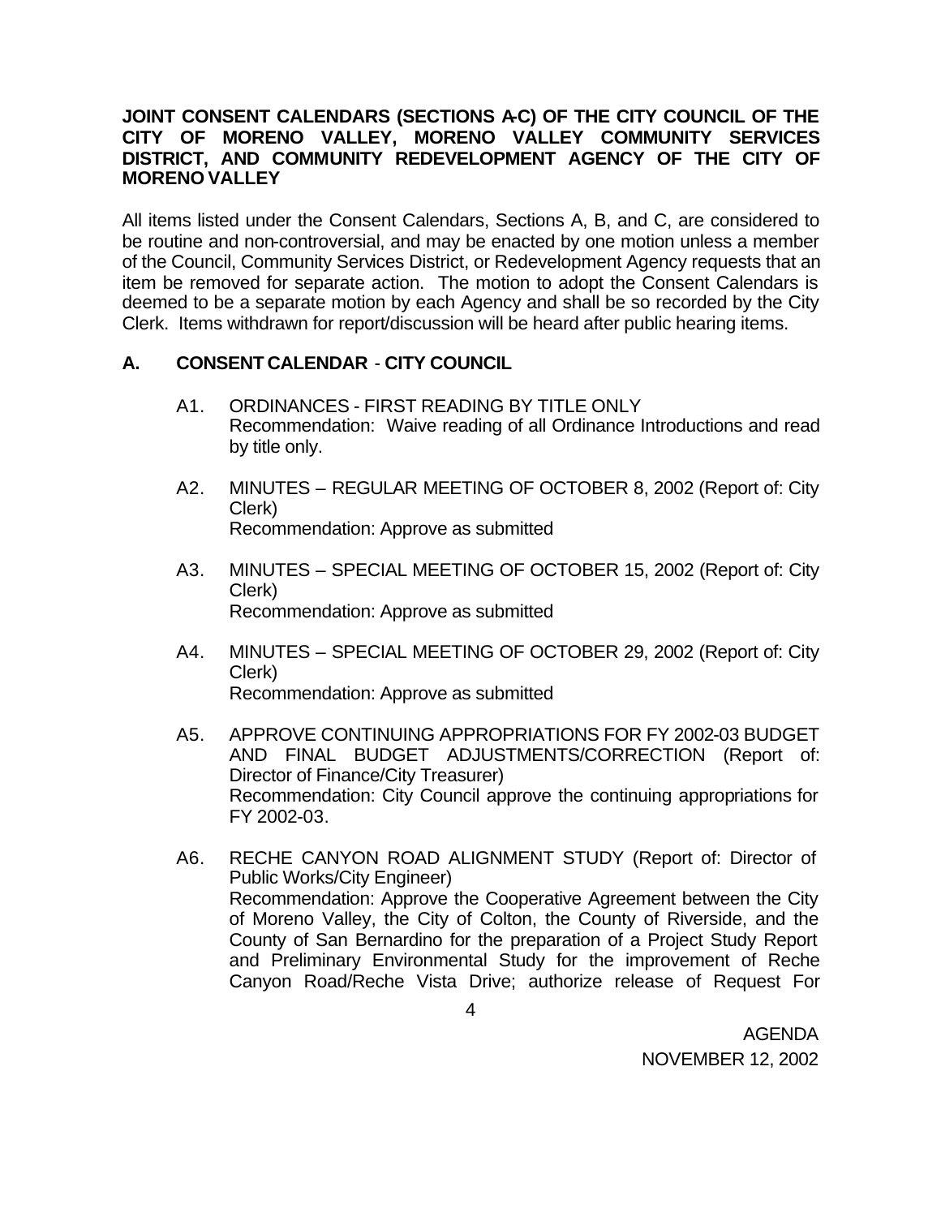**JOINT CONSENT CALENDARS (SECTIONS A-C) OF THE CITY COUNCIL OF THE CITY OF MORENO VALLEY, MORENO VALLEY COMMUNITY SERVICES DISTRICT, AND COMMUNITY REDEVELOPMENT AGENCY OF THE CITY OF MORENO VALLEY**

All items listed under the Consent Calendars, Sections A, B, and C, are considered to be routine and non-controversial, and may be enacted by one motion unless a member of the Council, Community Services District, or Redevelopment Agency requests that an item be removed for separate action. The motion to adopt the Consent Calendars is deemed to be a separate motion by each Agency and shall be so recorded by the City Clerk. Items withdrawn for report/discussion will be heard after public hearing items.

## A. CONSENT CALENDAR - CITY COUNCIL

A1. ORDINANCES - FIRST READING BY TITLE ONLY
Recommendation: Waive reading of all Ordinance Introductions and read by title only.

A2. MINUTES – REGULAR MEETING OF OCTOBER 8, 2002 (Report of: City Clerk)
Recommendation: Approve as submitted

A3. MINUTES – SPECIAL MEETING OF OCTOBER 15, 2002 (Report of: City Clerk)
Recommendation: Approve as submitted

A4. MINUTES – SPECIAL MEETING OF OCTOBER 29, 2002 (Report of: City Clerk)
Recommendation: Approve as submitted

A5. APPROVE CONTINUING APPROPRIATIONS FOR FY 2002-03 BUDGET AND FINAL BUDGET ADJUSTMENTS/CORRECTION (Report of: Director of Finance/City Treasurer)
Recommendation: City Council approve the continuing appropriations for FY 2002-03.

A6. RECHE CANYON ROAD ALIGNMENT STUDY (Report of: Director of Public Works/City Engineer)
Recommendation: Approve the Cooperative Agreement between the City of Moreno Valley, the City of Colton, the County of Riverside, and the County of San Bernardino for the preparation of a Project Study Report and Preliminary Environmental Study for the improvement of Reche Canyon Road/Reche Vista Drive; authorize release of Request For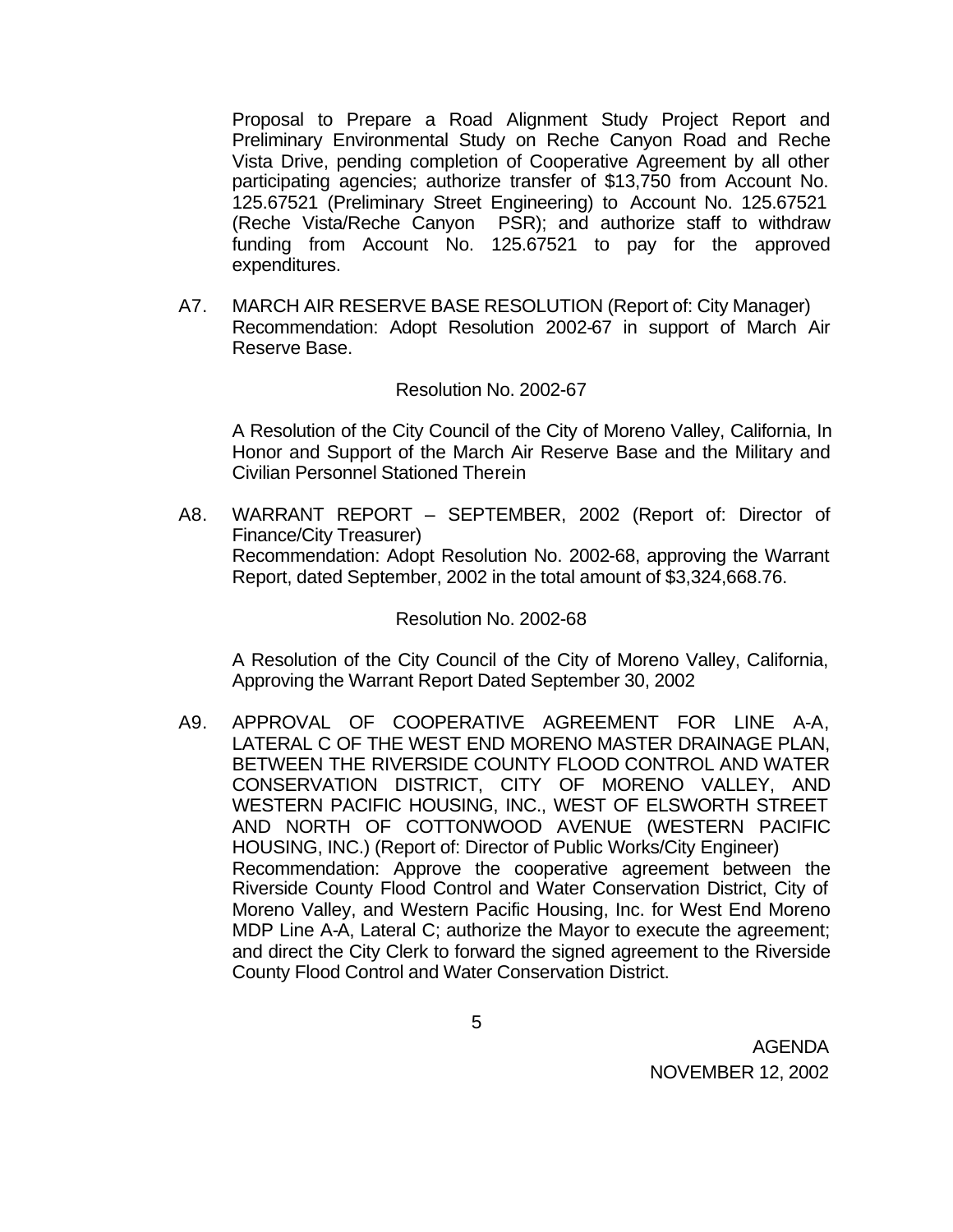Proposal to Prepare a Road Alignment Study Project Report and Preliminary Environmental Study on Reche Canyon Road and Reche Vista Drive, pending completion of Cooperative Agreement by all other participating agencies; authorize transfer of $13,750 from Account No. 125.67521 (Preliminary Street Engineering) to Account No. 125.67521 (Reche Vista/Reche Canyon PSR); and authorize staff to withdraw funding from Account No. 125.67521 to pay for the approved expenditures.

A7. MARCH AIR RESERVE BASE RESOLUTION (Report of: City Manager)
Recommendation: Adopt Resolution 2002-67 in support of March Air Reserve Base.

Resolution No. 2002-67

A Resolution of the City Council of the City of Moreno Valley, California, In Honor and Support of the March Air Reserve Base and the Military and Civilian Personnel Stationed Therein

A8. WARRANT REPORT – SEPTEMBER, 2002 (Report of: Director of Finance/City Treasurer)
Recommendation: Adopt Resolution No. 2002-68, approving the Warrant Report, dated September, 2002 in the total amount of $3,324,668.76.

Resolution No. 2002-68

A Resolution of the City Council of the City of Moreno Valley, California, Approving the Warrant Report Dated September 30, 2002

A9. APPROVAL OF COOPERATIVE AGREEMENT FOR LINE A-A, LATERAL C OF THE WEST END MORENO MASTER DRAINAGE PLAN, BETWEEN THE RIVERSIDE COUNTY FLOOD CONTROL AND WATER CONSERVATION DISTRICT, CITY OF MORENO VALLEY, AND WESTERN PACIFIC HOUSING, INC., WEST OF ELSWORTH STREET AND NORTH OF COTTONWOOD AVENUE (WESTERN PACIFIC HOUSING, INC.) (Report of: Director of Public Works/City Engineer)
Recommendation: Approve the cooperative agreement between the Riverside County Flood Control and Water Conservation District, City of Moreno Valley, and Western Pacific Housing, Inc. for West End Moreno MDP Line A-A, Lateral C; authorize the Mayor to execute the agreement; and direct the City Clerk to forward the signed agreement to the Riverside County Flood Control and Water Conservation District.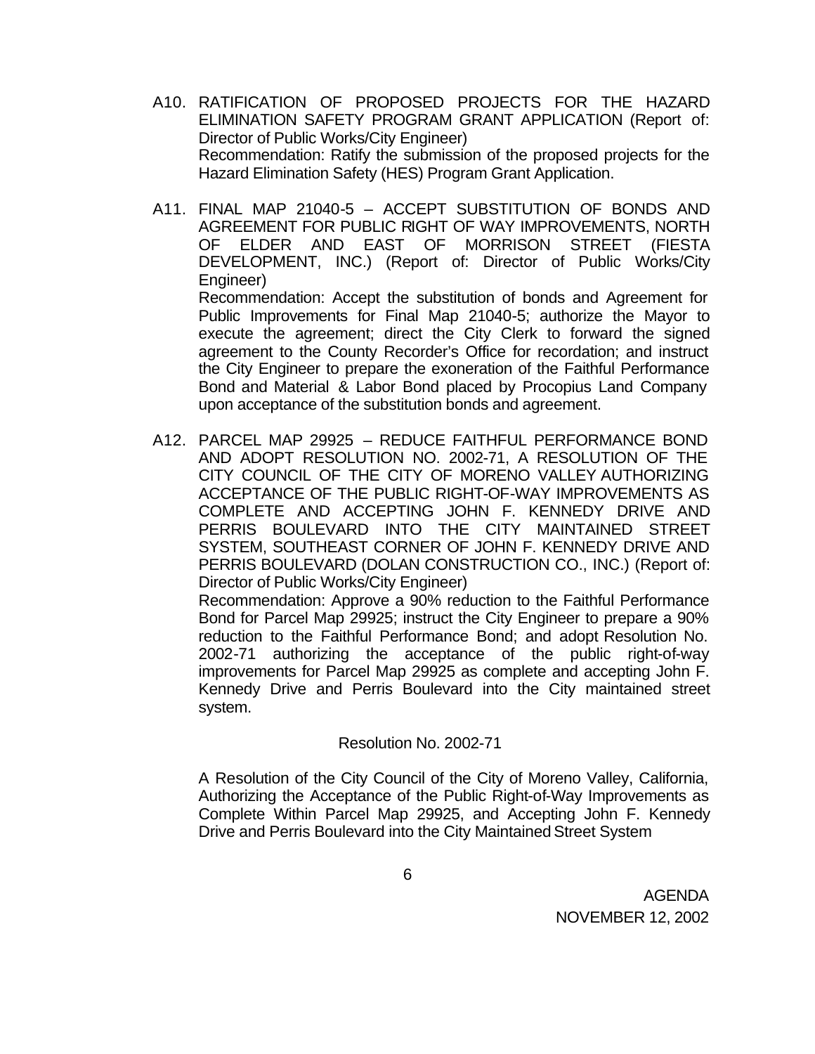A10. RATIFICATION OF PROPOSED PROJECTS FOR THE HAZARD ELIMINATION SAFETY PROGRAM GRANT APPLICATION (Report of: Director of Public Works/City Engineer)
Recommendation: Ratify the submission of the proposed projects for the Hazard Elimination Safety (HES) Program Grant Application.

A11. FINAL MAP 21040-5 – ACCEPT SUBSTITUTION OF BONDS AND AGREEMENT FOR PUBLIC RIGHT OF WAY IMPROVEMENTS, NORTH OF ELDER AND EAST OF MORRISON STREET (FIESTA DEVELOPMENT, INC.) (Report of: Director of Public Works/City Engineer)
Recommendation: Accept the substitution of bonds and Agreement for Public Improvements for Final Map 21040-5; authorize the Mayor to execute the agreement; direct the City Clerk to forward the signed agreement to the County Recorder's Office for recordation; and instruct the City Engineer to prepare the exoneration of the Faithful Performance Bond and Material & Labor Bond placed by Procopius Land Company upon acceptance of the substitution bonds and agreement.

A12. PARCEL MAP 29925 – REDUCE FAITHFUL PERFORMANCE BOND AND ADOPT RESOLUTION NO. 2002-71, A RESOLUTION OF THE CITY COUNCIL OF THE CITY OF MORENO VALLEY AUTHORIZING ACCEPTANCE OF THE PUBLIC RIGHT-OF-WAY IMPROVEMENTS AS COMPLETE AND ACCEPTING JOHN F. KENNEDY DRIVE AND PERRIS BOULEVARD INTO THE CITY MAINTAINED STREET SYSTEM, SOUTHEAST CORNER OF JOHN F. KENNEDY DRIVE AND PERRIS BOULEVARD (DOLAN CONSTRUCTION CO., INC.) (Report of: Director of Public Works/City Engineer)
Recommendation: Approve a 90% reduction to the Faithful Performance Bond for Parcel Map 29925; instruct the City Engineer to prepare a 90% reduction to the Faithful Performance Bond; and adopt Resolution No. 2002-71 authorizing the acceptance of the public right-of-way improvements for Parcel Map 29925 as complete and accepting John F. Kennedy Drive and Perris Boulevard into the City maintained street system.

Resolution No. 2002-71

A Resolution of the City Council of the City of Moreno Valley, California, Authorizing the Acceptance of the Public Right-of-Way Improvements as Complete Within Parcel Map 29925, and Accepting John F. Kennedy Drive and Perris Boulevard into the City Maintained Street System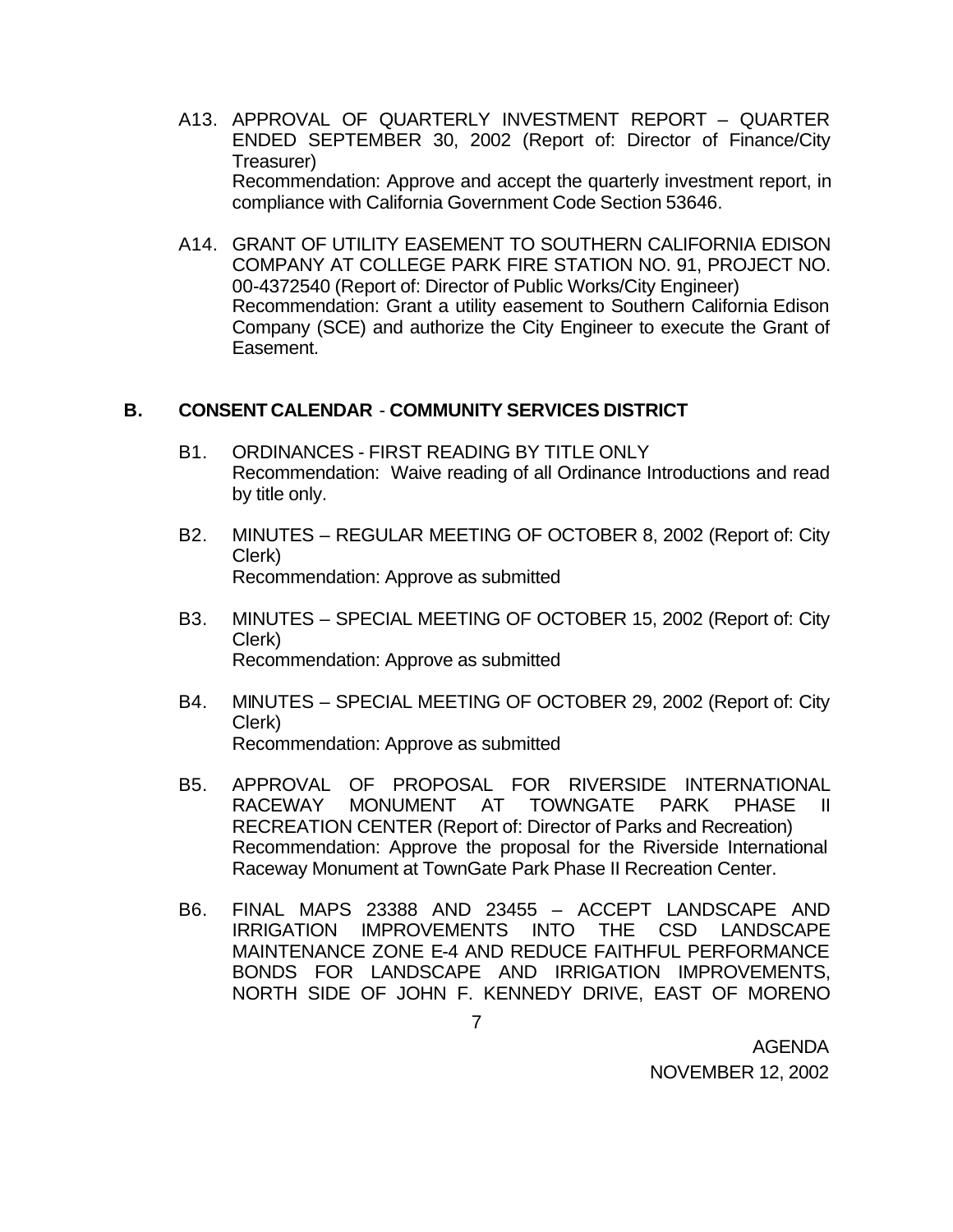A13. APPROVAL OF QUARTERLY INVESTMENT REPORT – QUARTER ENDED SEPTEMBER 30, 2002 (Report of: Director of Finance/City Treasurer)
Recommendation: Approve and accept the quarterly investment report, in compliance with California Government Code Section 53646.

A14. GRANT OF UTILITY EASEMENT TO SOUTHERN CALIFORNIA EDISON COMPANY AT COLLEGE PARK FIRE STATION NO. 91, PROJECT NO. 00-4372540 (Report of: Director of Public Works/City Engineer)
Recommendation: Grant a utility easement to Southern California Edison Company (SCE) and authorize the City Engineer to execute the Grant of Easement.

## B. CONSENT CALENDAR - COMMUNITY SERVICES DISTRICT

B1. ORDINANCES - FIRST READING BY TITLE ONLY
Recommendation: Waive reading of all Ordinance Introductions and read by title only.

B2. MINUTES – REGULAR MEETING OF OCTOBER 8, 2002 (Report of: City Clerk)
Recommendation: Approve as submitted

B3. MINUTES – SPECIAL MEETING OF OCTOBER 15, 2002 (Report of: City Clerk)
Recommendation: Approve as submitted

B4. MINUTES – SPECIAL MEETING OF OCTOBER 29, 2002 (Report of: City Clerk)
Recommendation: Approve as submitted

B5. APPROVAL OF PROPOSAL FOR RIVERSIDE INTERNATIONAL RACEWAY MONUMENT AT TOWNGATE PARK PHASE II RECREATION CENTER (Report of: Director of Parks and Recreation)
Recommendation: Approve the proposal for the Riverside International Raceway Monument at TownGate Park Phase II Recreation Center.

B6. FINAL MAPS 23388 AND 23455 – ACCEPT LANDSCAPE AND IRRIGATION IMPROVEMENTS INTO THE CSD LANDSCAPE MAINTENANCE ZONE E-4 AND REDUCE FAITHFUL PERFORMANCE BONDS FOR LANDSCAPE AND IRRIGATION IMPROVEMENTS, NORTH SIDE OF JOHN F. KENNEDY DRIVE, EAST OF MORENO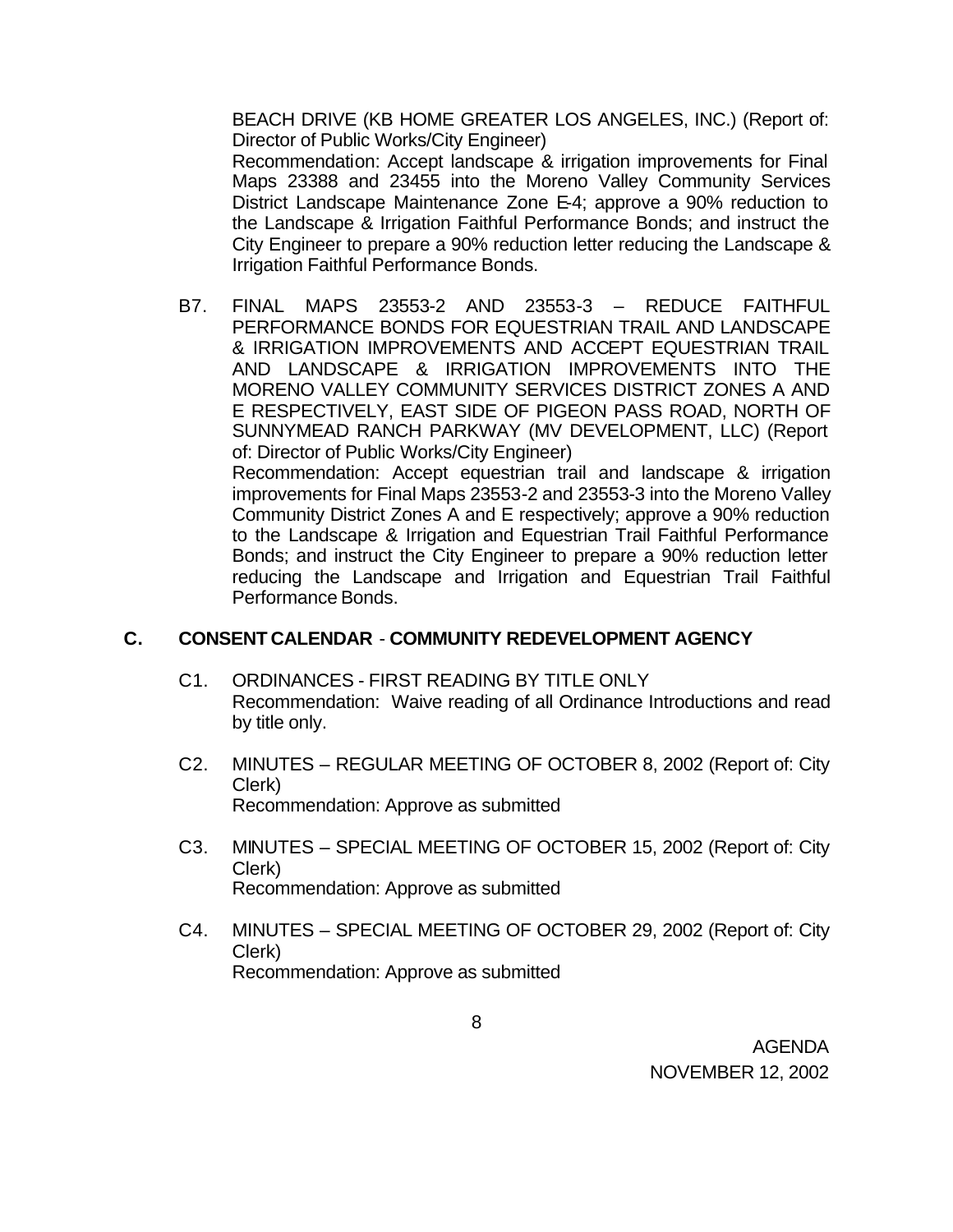BEACH DRIVE (KB HOME GREATER LOS ANGELES, INC.) (Report of: Director of Public Works/City Engineer)
Recommendation: Accept landscape & irrigation improvements for Final Maps 23388 and 23455 into the Moreno Valley Community Services District Landscape Maintenance Zone E-4; approve a 90% reduction to the Landscape & Irrigation Faithful Performance Bonds; and instruct the City Engineer to prepare a 90% reduction letter reducing the Landscape & Irrigation Faithful Performance Bonds.

B7. FINAL MAPS 23553-2 AND 23553-3 – REDUCE FAITHFUL PERFORMANCE BONDS FOR EQUESTRIAN TRAIL AND LANDSCAPE & IRRIGATION IMPROVEMENTS AND ACCEPT EQUESTRIAN TRAIL AND LANDSCAPE & IRRIGATION IMPROVEMENTS INTO THE MORENO VALLEY COMMUNITY SERVICES DISTRICT ZONES A AND E RESPECTIVELY, EAST SIDE OF PIGEON PASS ROAD, NORTH OF SUNNYMEAD RANCH PARKWAY (MV DEVELOPMENT, LLC) (Report of: Director of Public Works/City Engineer)
Recommendation: Accept equestrian trail and landscape & irrigation improvements for Final Maps 23553-2 and 23553-3 into the Moreno Valley Community District Zones A and E respectively; approve a 90% reduction to the Landscape & Irrigation and Equestrian Trail Faithful Performance Bonds; and instruct the City Engineer to prepare a 90% reduction letter reducing the Landscape and Irrigation and Equestrian Trail Faithful Performance Bonds.

## C. CONSENT CALENDAR - COMMUNITY REDEVELOPMENT AGENCY

C1. ORDINANCES - FIRST READING BY TITLE ONLY
Recommendation: Waive reading of all Ordinance Introductions and read by title only.

C2. MINUTES – REGULAR MEETING OF OCTOBER 8, 2002 (Report of: City Clerk)
Recommendation: Approve as submitted

C3. MINUTES – SPECIAL MEETING OF OCTOBER 15, 2002 (Report of: City Clerk)
Recommendation: Approve as submitted

C4. MINUTES – SPECIAL MEETING OF OCTOBER 29, 2002 (Report of: City Clerk)
Recommendation: Approve as submitted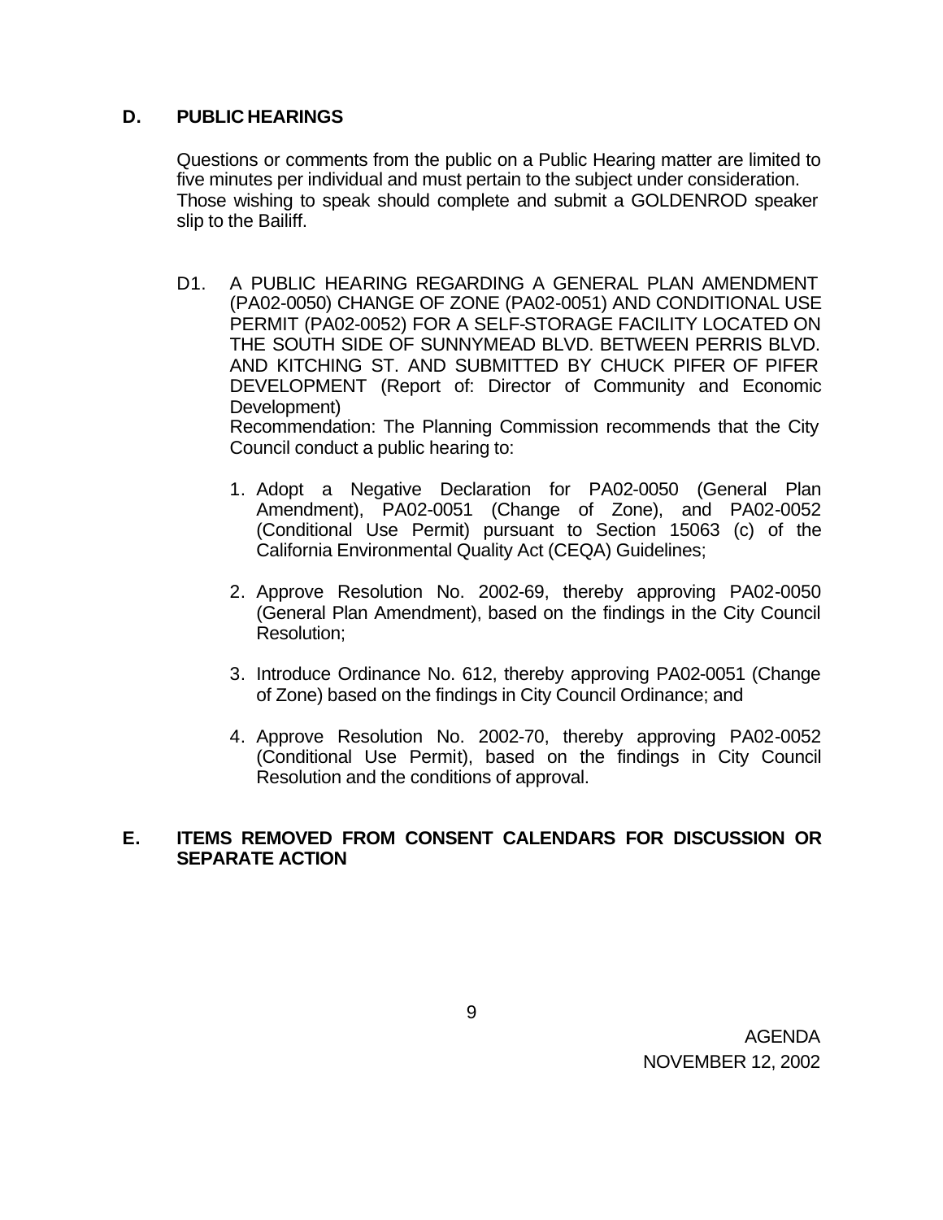## D. PUBLIC HEARINGS

Questions or comments from the public on a Public Hearing matter are limited to five minutes per individual and must pertain to the subject under consideration. Those wishing to speak should complete and submit a GOLDENROD speaker slip to the Bailiff.

D1. A PUBLIC HEARING REGARDING A GENERAL PLAN AMENDMENT (PA02-0050) CHANGE OF ZONE (PA02-0051) AND CONDITIONAL USE PERMIT (PA02-0052) FOR A SELF-STORAGE FACILITY LOCATED ON THE SOUTH SIDE OF SUNNYMEAD BLVD. BETWEEN PERRIS BLVD. AND KITCHING ST. AND SUBMITTED BY CHUCK PIFER OF PIFER DEVELOPMENT (Report of: Director of Community and Economic Development)
Recommendation: The Planning Commission recommends that the City Council conduct a public hearing to:

1. Adopt a Negative Declaration for PA02-0050 (General Plan Amendment), PA02-0051 (Change of Zone), and PA02-0052 (Conditional Use Permit) pursuant to Section 15063 (c) of the California Environmental Quality Act (CEQA) Guidelines;

2. Approve Resolution No. 2002-69, thereby approving PA02-0050 (General Plan Amendment), based on the findings in the City Council Resolution;

3. Introduce Ordinance No. 612, thereby approving PA02-0051 (Change of Zone) based on the findings in City Council Ordinance; and

4. Approve Resolution No. 2002-70, thereby approving PA02-0052 (Conditional Use Permit), based on the findings in City Council Resolution and the conditions of approval.

## E. ITEMS REMOVED FROM CONSENT CALENDARS FOR DISCUSSION OR SEPARATE ACTION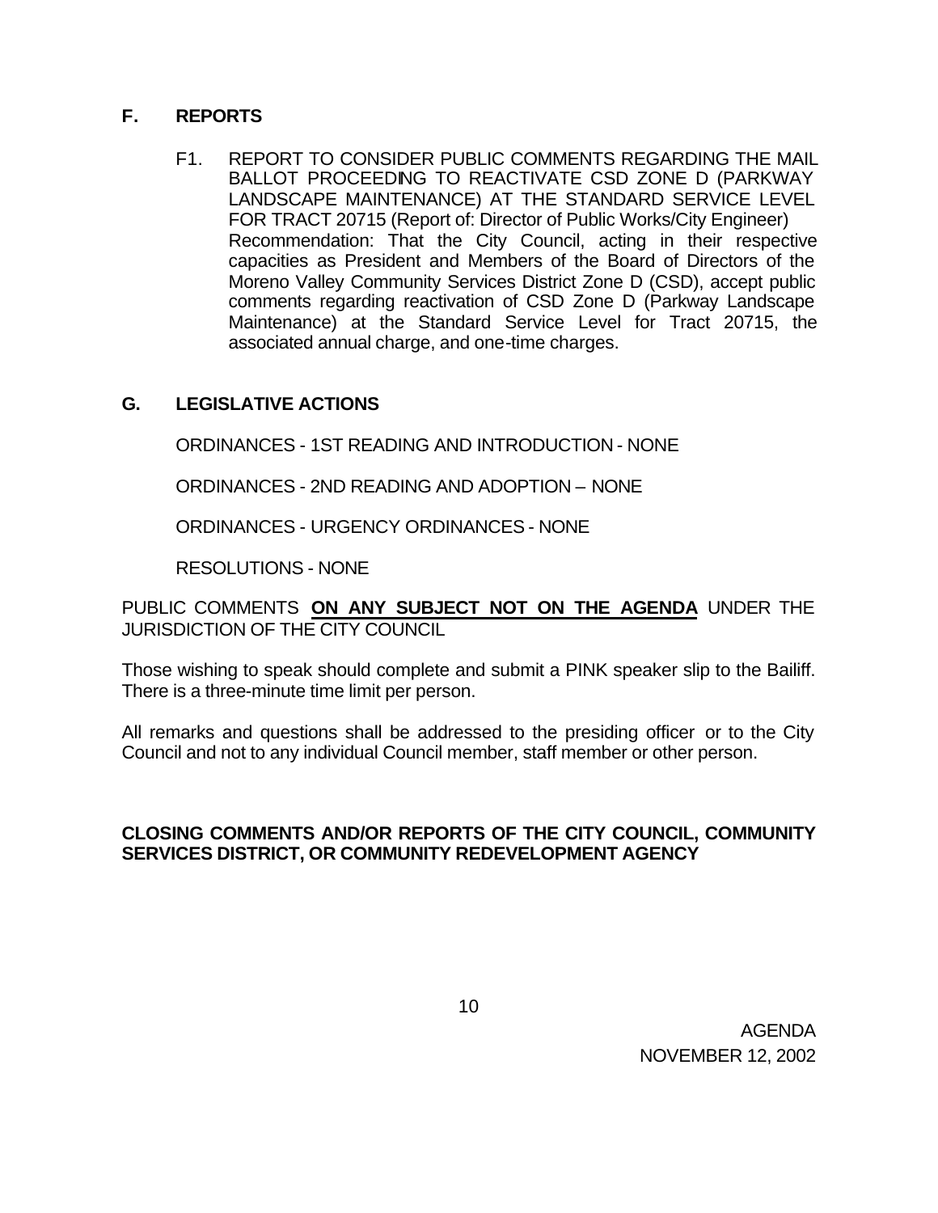## F. REPORTS

F1. REPORT TO CONSIDER PUBLIC COMMENTS REGARDING THE MAIL BALLOT PROCEEDING TO REACTIVATE CSD ZONE D (PARKWAY LANDSCAPE MAINTENANCE) AT THE STANDARD SERVICE LEVEL FOR TRACT 20715 (Report of: Director of Public Works/City Engineer)
Recommendation: That the City Council, acting in their respective capacities as President and Members of the Board of Directors of the Moreno Valley Community Services District Zone D (CSD), accept public comments regarding reactivation of CSD Zone D (Parkway Landscape Maintenance) at the Standard Service Level for Tract 20715, the associated annual charge, and one-time charges.

## G. LEGISLATIVE ACTIONS

ORDINANCES - 1ST READING AND INTRODUCTION - NONE

ORDINANCES - 2ND READING AND ADOPTION – NONE

ORDINANCES - URGENCY ORDINANCES - NONE

RESOLUTIONS - NONE

PUBLIC COMMENTS **ON ANY SUBJECT NOT ON THE AGENDA** UNDER THE JURISDICTION OF THE CITY COUNCIL

Those wishing to speak should complete and submit a PINK speaker slip to the Bailiff. There is a three-minute time limit per person.

All remarks and questions shall be addressed to the presiding officer or to the City Council and not to any individual Council member, staff member or other person.

**CLOSING COMMENTS AND/OR REPORTS OF THE CITY COUNCIL, COMMUNITY SERVICES DISTRICT, OR COMMUNITY REDEVELOPMENT AGENCY**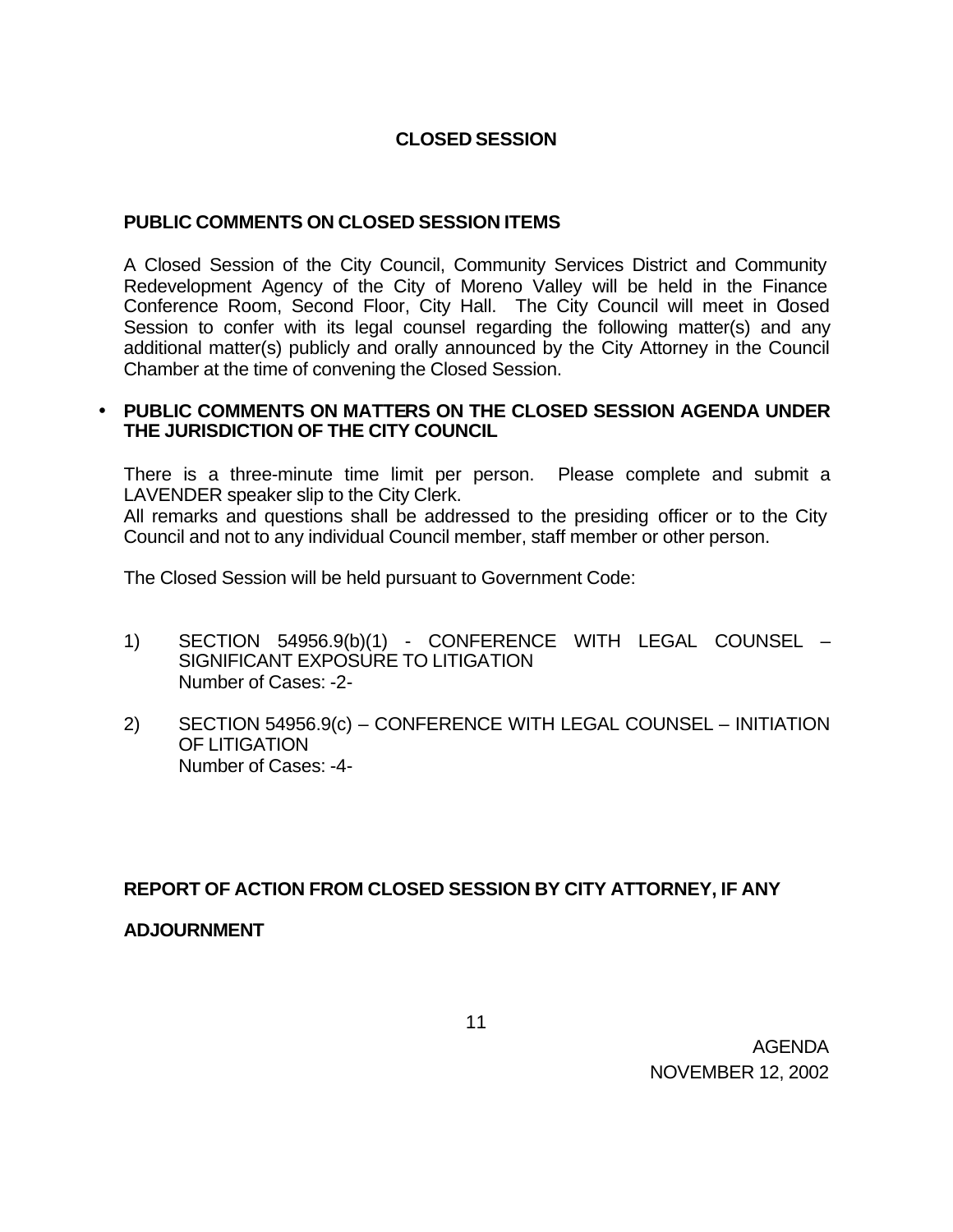## CLOSED SESSION

### PUBLIC COMMENTS ON CLOSED SESSION ITEMS

A Closed Session of the City Council, Community Services District and Community Redevelopment Agency of the City of Moreno Valley will be held in the Finance Conference Room, Second Floor, City Hall. The City Council will meet in Closed Session to confer with its legal counsel regarding the following matter(s) and any additional matter(s) publicly and orally announced by the City Attorney in the Council Chamber at the time of convening the Closed Session.

- **PUBLIC COMMENTS ON MATTERS ON THE CLOSED SESSION AGENDA UNDER THE JURISDICTION OF THE CITY COUNCIL**

There is a three-minute time limit per person. Please complete and submit a LAVENDER speaker slip to the City Clerk.
All remarks and questions shall be addressed to the presiding officer or to the City Council and not to any individual Council member, staff member or other person.

The Closed Session will be held pursuant to Government Code:

1) SECTION 54956.9(b)(1) - CONFERENCE WITH LEGAL COUNSEL – SIGNIFICANT EXPOSURE TO LITIGATION
Number of Cases: -2-

2) SECTION 54956.9(c) – CONFERENCE WITH LEGAL COUNSEL – INITIATION OF LITIGATION
Number of Cases: -4-

**REPORT OF ACTION FROM CLOSED SESSION BY CITY ATTORNEY, IF ANY**

**ADJOURNMENT**